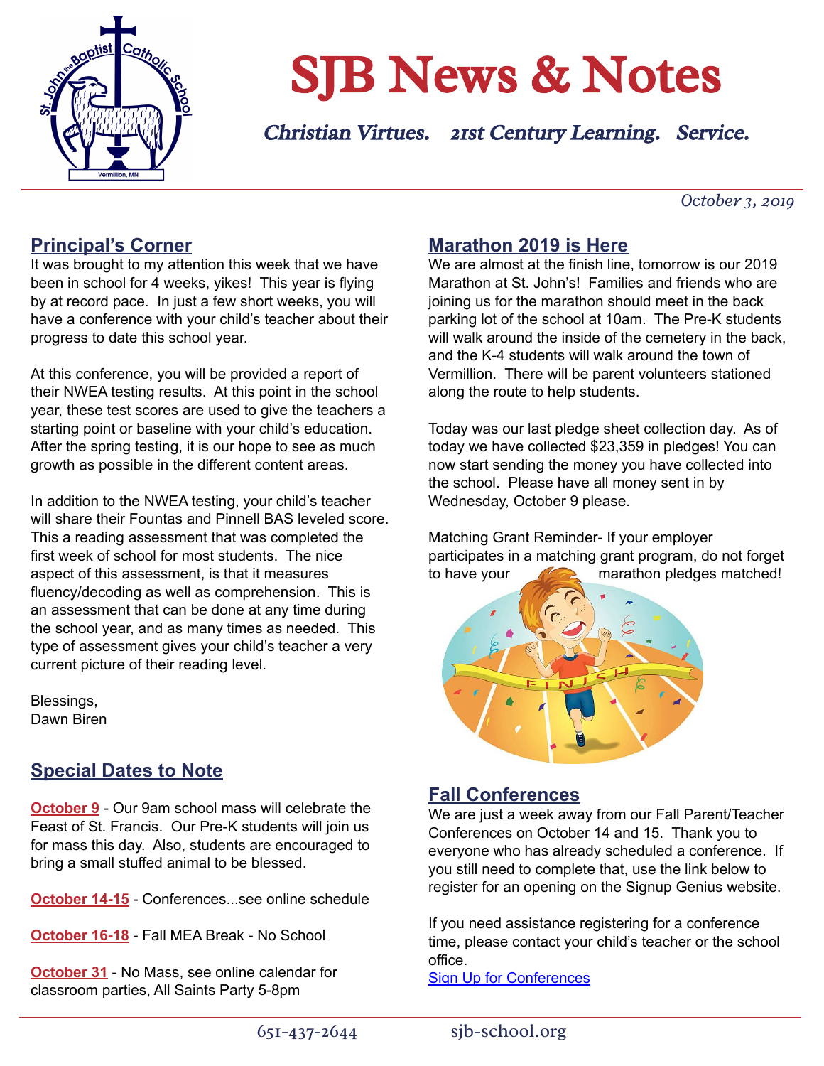# SJB News & Notes

*Christian Virtues. 21st Century Learning. Service.*

*October 3, 2019*

## Principal's Corner

It was brought to my attention this week that we have been in school for 4 weeks, yikes! This year is flying by at record pace. In just a few short weeks, you will have a conference with your child's teacher about their progress to date this school year.

At this conference, you will be provided a report of their NWEA testing results. At this point in the school year, these test scores are used to give the teachers a starting point or baseline with your child's education. After the spring testing, it is our hope to see as much growth as possible in the different content areas.

In addition to the NWEA testing, your child's teacher will share their Fountas and Pinnell BAS leveled score. This a reading assessment that was completed the first week of school for most students. The nice aspect of this assessment, is that it measures fluency/decoding as well as comprehension. This is an assessment that can be done at any time during the school year, and as many times as needed. This type of assessment gives your child's teacher a very current picture of their reading level.

Blessings,
Dawn Biren

## Special Dates to Note

**October 9** - Our 9am school mass will celebrate the Feast of St. Francis. Our Pre-K students will join us for mass this day. Also, students are encouraged to bring a small stuffed animal to be blessed.

**October 14-15** - Conferences...see online schedule

**October 16-18** - Fall MEA Break - No School

**October 31** - No Mass, see online calendar for classroom parties, All Saints Party 5-8pm

## Marathon 2019 is Here

We are almost at the finish line, tomorrow is our 2019 Marathon at St. John's! Families and friends who are joining us for the marathon should meet in the back parking lot of the school at 10am. The Pre-K students will walk around the inside of the cemetery in the back, and the K-4 students will walk around the town of Vermillion. There will be parent volunteers stationed along the route to help students.

Today was our last pledge sheet collection day. As of today we have collected $23,359 in pledges! You can now start sending the money you have collected into the school. Please have all money sent in by Wednesday, October 9 please.

Matching Grant Reminder- If your employer participates in a matching grant program, do not forget to have your marathon pledges matched!

## Fall Conferences

We are just a week away from our Fall Parent/Teacher Conferences on October 14 and 15. Thank you to everyone who has already scheduled a conference. If you still need to complete that, use the link below to register for an opening on the Signup Genius website.

If you need assistance registering for a conference time, please contact your child's teacher or the school office.

[Sign Up for Conferences]

651-437-2644 sjb-school.org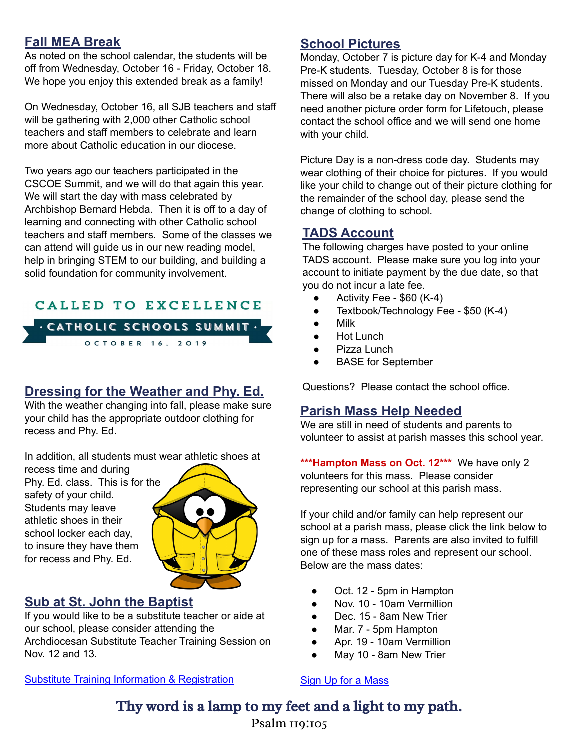## Fall MEA Break

As noted on the school calendar, the students will be off from Wednesday, October 16 - Friday, October 18. We hope you enjoy this extended break as a family!

On Wednesday, October 16, all SJB teachers and staff will be gathering with 2,000 other Catholic school teachers and staff members to celebrate and learn more about Catholic education in our diocese.

Two years ago our teachers participated in the CSCOE Summit, and we will do that again this year. We will start the day with mass celebrated by Archbishop Bernard Hebda. Then it is off to a day of learning and connecting with other Catholic school teachers and staff members. Some of the classes we can attend will guide us in our new reading model, help in bringing STEM to our building, and building a solid foundation for community involvement.

CALLED TO EXCELLENCE

· CATHOLIC SCHOOLS SUMMIT ·

OCTOBER 16, 2019

## Dressing for the Weather and Phy. Ed.

With the weather changing into fall, please make sure your child has the appropriate outdoor clothing for recess and Phy. Ed.

In addition, all students must wear athletic shoes at recess time and during Phy. Ed. class. This is for the safety of your child. Students may leave athletic shoes in their school locker each day, to insure they have them for recess and Phy. Ed.

## Sub at St. John the Baptist

If you would like to be a substitute teacher or aide at our school, please consider attending the Archdiocesan Substitute Teacher Training Session on Nov. 12 and 13.

[Substitute Training Information & Registration]

## School Pictures

Monday, October 7 is picture day for K-4 and Monday Pre-K students. Tuesday, October 8 is for those missed on Monday and our Tuesday Pre-K students. There will also be a retake day on November 8. If you need another picture order form for Lifetouch, please contact the school office and we will send one home with your child.

Picture Day is a non-dress code day. Students may wear clothing of their choice for pictures. If you would like your child to change out of their picture clothing for the remainder of the school day, please send the change of clothing to school.

## TADS Account

The following charges have posted to your online TADS account. Please make sure you log into your account to initiate payment by the due date, so that you do not incur a late fee.

- Activity Fee - $60 (K-4)
- Textbook/Technology Fee - $50 (K-4)
- Milk
- Hot Lunch
- Pizza Lunch
- BASE for September

Questions? Please contact the school office.

## Parish Mass Help Needed

We are still in need of students and parents to volunteer to assist at parish masses this school year.

**\*\*\*Hampton Mass on Oct. 12\*\*\*** We have only 2 volunteers for this mass. Please consider representing our school at this parish mass.

If your child and/or family can help represent our school at a parish mass, please click the link below to sign up for a mass. Parents are also invited to fulfill one of these mass roles and represent our school. Below are the mass dates:

- Oct. 12 - 5pm in Hampton
- Nov. 10 - 10am Vermillion
- Dec. 15 - 8am New Trier
- Mar. 7 - 5pm Hampton
- Apr. 19 - 10am Vermillion
- May 10 - 8am New Trier

[Sign Up for a Mass]

**Thy word is a lamp to my feet and a light to my path.**

Psalm 119:105